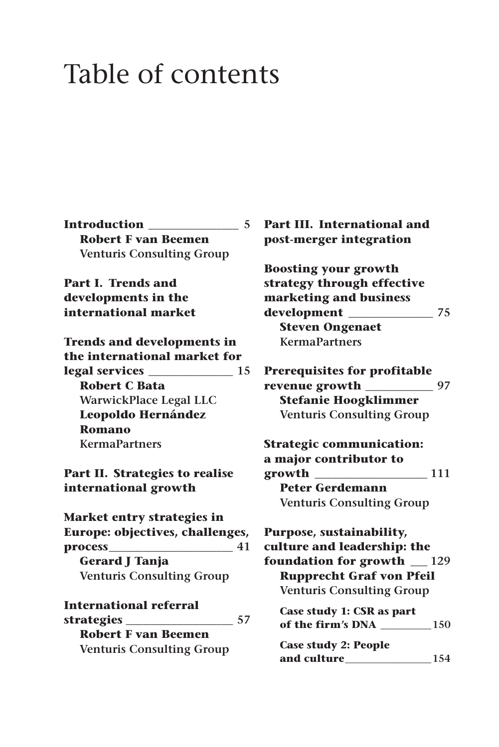# Table of contents

**Introduction** 5
**Robert F van Beemen**
Venturis Consulting Group

**Part I. Trends and developments in the international market**

**Trends and developments in the international market for legal services** 15
**Robert C Bata**
WarwickPlace Legal LLC
**Leopoldo Hernández Romano**
KermaPartners

**Part II. Strategies to realise international growth**

**Market entry strategies in Europe: objectives, challenges, process** 41
**Gerard J Tanja**
Venturis Consulting Group

**International referral strategies** 57
**Robert F van Beemen**
Venturis Consulting Group

**Part III. International and post-merger integration**

**Boosting your growth strategy through effective marketing and business development** 75
**Steven Ongenaet**
KermaPartners

**Prerequisites for profitable revenue growth** 97
**Stefanie Hoogklimmer**
Venturis Consulting Group

**Strategic communication: a major contributor to growth** 111
**Peter Gerdemann**
Venturis Consulting Group

**Purpose, sustainability, culture and leadership: the foundation for growth** 129
**Rupprecht Graf von Pfeil**
Venturis Consulting Group

**Case study 1: CSR as part of the firm's DNA** 150

**Case study 2: People and culture** 154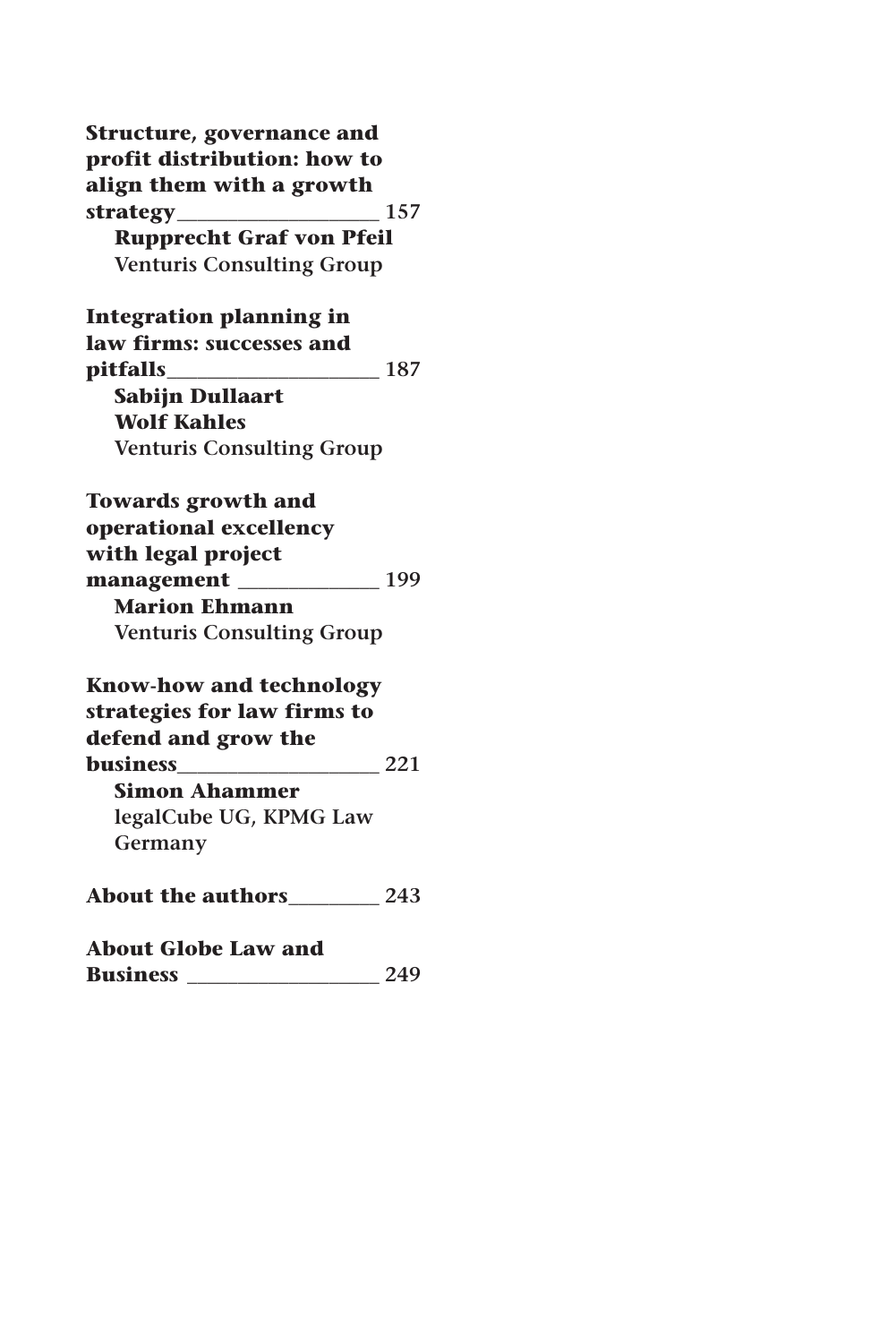**Structure, governance and profit distribution: how to align them with a growth strategy**\_\_\_\_\_\_\_\_\_\_\_\_\_\_\_\_\_\_\_ 157

**Rupprecht Graf von Pfeil**
Venturis Consulting Group

**Integration planning in law firms: successes and pitfalls**\_\_\_\_\_\_\_\_\_\_\_\_\_\_\_\_\_\_\_\_ 187

**Sabijn Dullaart**
**Wolf Kahles**
Venturis Consulting Group

**Towards growth and operational excellency with legal project management** \_\_\_\_\_\_\_\_\_\_\_\_\_ 199

**Marion Ehmann**
Venturis Consulting Group

**Know-how and technology strategies for law firms to defend and grow the business**\_\_\_\_\_\_\_\_\_\_\_\_\_\_\_\_\_\_\_ 221

**Simon Ahammer**
legalCube UG, KPMG Law Germany

**About the authors**\_\_\_\_\_\_\_\_\_ 243

**About Globe Law and Business** \_\_\_\_\_\_\_\_\_\_\_\_\_\_\_\_\_\_ 249